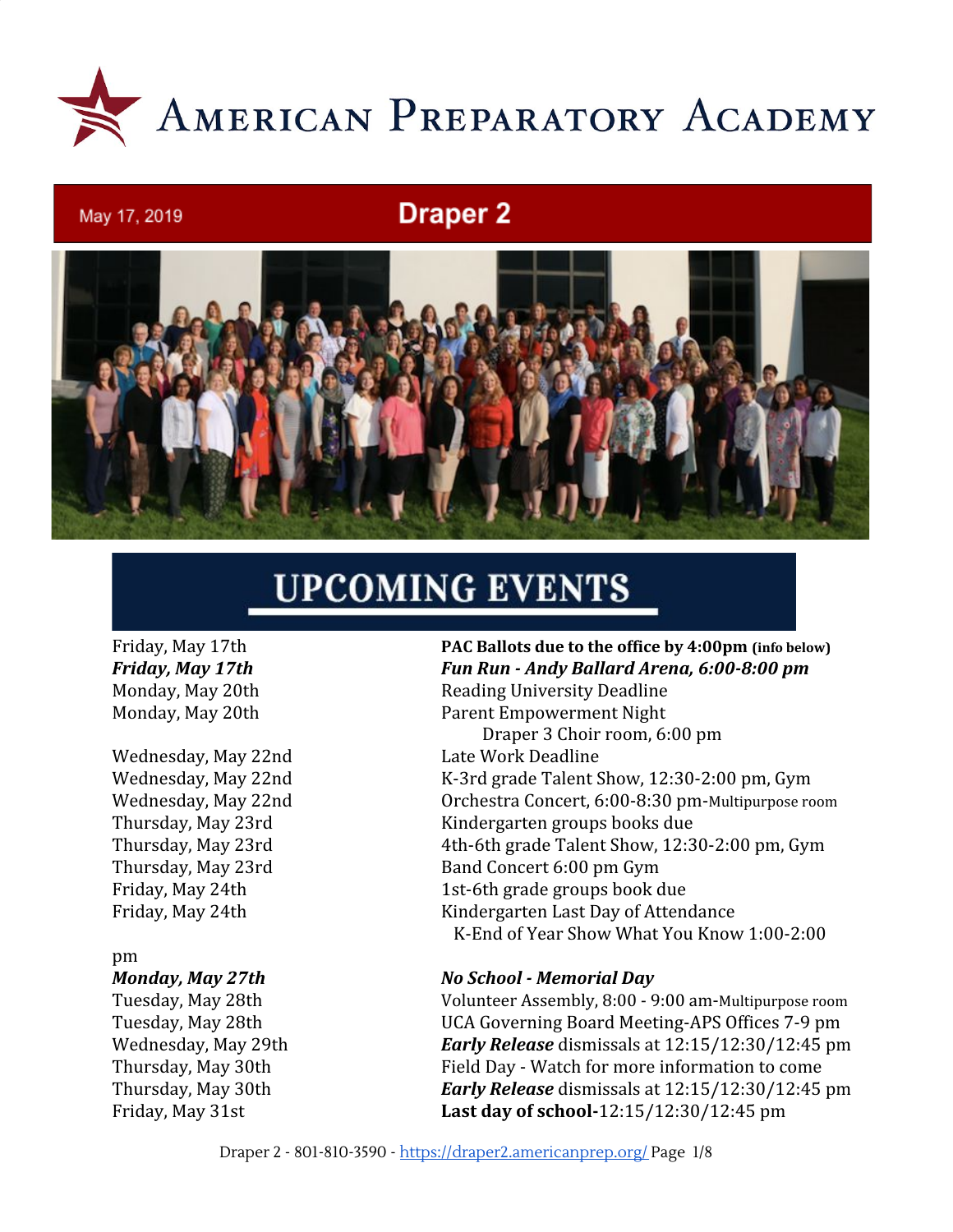# American Preparatory Academy

May 17, 2019

## Draper 2

## UPCOMING EVENTS

| Date | Event |
|---|---|
| Friday, May 17th | **PAC Ballots due to the office by 4:00pm (info below)** |
| ***Friday, May 17th*** | ***Fun Run - Andy Ballard Arena, 6:00-8:00 pm*** |
| Monday, May 20th | Reading University Deadline |
| Monday, May 20th | Parent Empowerment Night<br>Draper 3 Choir room, 6:00 pm |
| Wednesday, May 22nd | Late Work Deadline |
| Wednesday, May 22nd | K-3rd grade Talent Show, 12:30-2:00 pm, Gym |
| Wednesday, May 22nd | Orchestra Concert, 6:00-8:30 pm-Multipurpose room |
| Thursday, May 23rd | Kindergarten groups books due |
| Thursday, May 23rd | 4th-6th grade Talent Show, 12:30-2:00 pm, Gym |
| Thursday, May 23rd | Band Concert 6:00 pm Gym |
| Friday, May 24th | 1st-6th grade groups book due |
| Friday, May 24th | Kindergarten Last Day of Attendance<br>K-End of Year Show What You Know 1:00-2:00 pm |
| ***Monday, May 27th*** | ***No School - Memorial Day*** |
| Tuesday, May 28th | Volunteer Assembly, 8:00 - 9:00 am-Multipurpose room |
| Tuesday, May 28th | UCA Governing Board Meeting-APS Offices 7-9 pm |
| Wednesday, May 29th | ***Early Release*** dismissals at 12:15/12:30/12:45 pm |
| Thursday, May 30th | Field Day - Watch for more information to come |
| Thursday, May 30th | ***Early Release*** dismissals at 12:15/12:30/12:45 pm |
| Friday, May 31st | **Last day of school-**12:15/12:30/12:45 pm |

Draper 2 - 801-810-3590 - https://draper2.americanprep.org/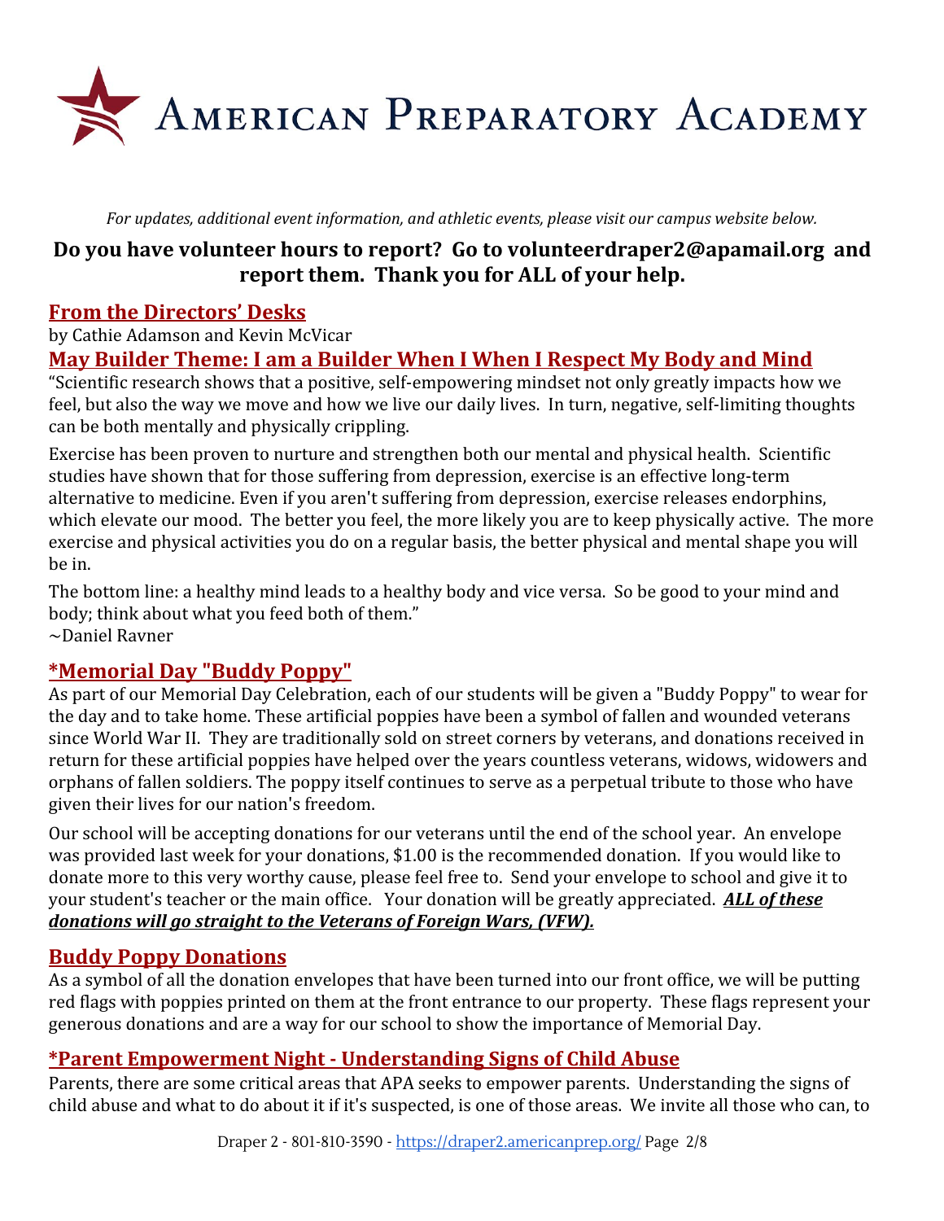# American Preparatory Academy

*For updates, additional event information, and athletic events, please visit our campus website below.*

**Do you have volunteer hours to report? Go to volunteerdraper2@apamail.org and report them. Thank you for ALL of your help.**

## From the Directors' Desks

by Cathie Adamson and Kevin McVicar

## May Builder Theme: I am a Builder When I When I Respect My Body and Mind

"Scientific research shows that a positive, self-empowering mindset not only greatly impacts how we feel, but also the way we move and how we live our daily lives. In turn, negative, self-limiting thoughts can be both mentally and physically crippling.

Exercise has been proven to nurture and strengthen both our mental and physical health. Scientific studies have shown that for those suffering from depression, exercise is an effective long-term alternative to medicine. Even if you aren't suffering from depression, exercise releases endorphins, which elevate our mood. The better you feel, the more likely you are to keep physically active. The more exercise and physical activities you do on a regular basis, the better physical and mental shape you will be in.

The bottom line: a healthy mind leads to a healthy body and vice versa. So be good to your mind and body; think about what you feed both of them."
~Daniel Ravner

## *Memorial Day "Buddy Poppy"

As part of our Memorial Day Celebration, each of our students will be given a "Buddy Poppy" to wear for the day and to take home. These artificial poppies have been a symbol of fallen and wounded veterans since World War II. They are traditionally sold on street corners by veterans, and donations received in return for these artificial poppies have helped over the years countless veterans, widows, widowers and orphans of fallen soldiers. The poppy itself continues to serve as a perpetual tribute to those who have given their lives for our nation's freedom.

Our school will be accepting donations for our veterans until the end of the school year. An envelope was provided last week for your donations, $1.00 is the recommended donation. If you would like to donate more to this very worthy cause, please feel free to. Send your envelope to school and give it to your student's teacher or the main office. Your donation will be greatly appreciated. ***ALL of these donations will go straight to the Veterans of Foreign Wars, (VFW).***

## Buddy Poppy Donations

As a symbol of all the donation envelopes that have been turned into our front office, we will be putting red flags with poppies printed on them at the front entrance to our property. These flags represent your generous donations and are a way for our school to show the importance of Memorial Day.

## *Parent Empowerment Night - Understanding Signs of Child Abuse

Parents, there are some critical areas that APA seeks to empower parents. Understanding the signs of child abuse and what to do about it if it's suspected, is one of those areas. We invite all those who can, to

Draper 2 - 801-810-3590 - https://draper2.americanprep.org/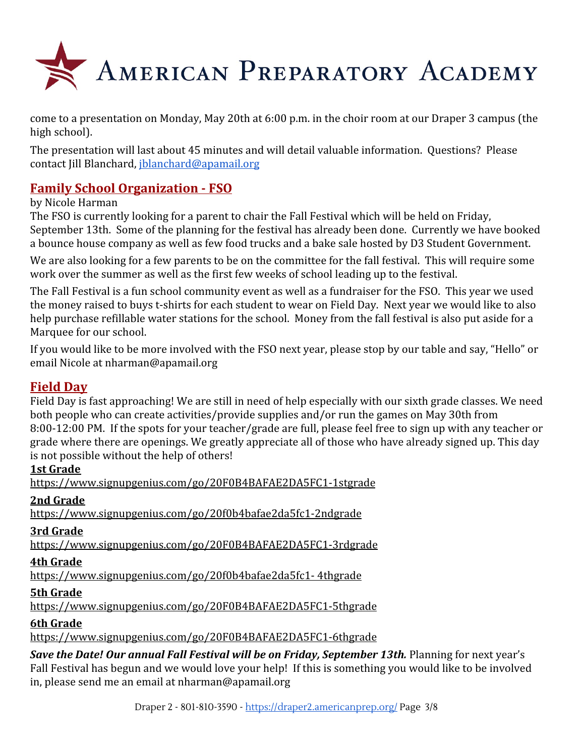come to a presentation on Monday, May 20th at 6:00 p.m. in the choir room at our Draper 3 campus (the high school).

The presentation will last about 45 minutes and will detail valuable information. Questions? Please contact Jill Blanchard, [jblanchard@apamail.org](mailto:jblanchard@apamail.org)

## Family School Organization - FSO

by Nicole Harman

The FSO is currently looking for a parent to chair the Fall Festival which will be held on Friday, September 13th. Some of the planning for the festival has already been done. Currently we have booked a bounce house company as well as few food trucks and a bake sale hosted by D3 Student Government.

We are also looking for a few parents to be on the committee for the fall festival. This will require some work over the summer as well as the first few weeks of school leading up to the festival.

The Fall Festival is a fun school community event as well as a fundraiser for the FSO. This year we used the money raised to buys t-shirts for each student to wear on Field Day. Next year we would like to also help purchase refillable water stations for the school. Money from the fall festival is also put aside for a Marquee for our school.

If you would like to be more involved with the FSO next year, please stop by our table and say, "Hello" or email Nicole at nharman@apamail.org

## Field Day

Field Day is fast approaching! We are still in need of help especially with our sixth grade classes. We need both people who can create activities/provide supplies and/or run the games on May 30th from 8:00-12:00 PM. If the spots for your teacher/grade are full, please feel free to sign up with any teacher or grade where there are openings. We greatly appreciate all of those who have already signed up. This day is not possible without the help of others!

**1st Grade**
https://www.signupgenius.com/go/20F0B4BAFAE2DA5FC1-1stgrade

**2nd Grade**
https://www.signupgenius.com/go/20f0b4bafae2da5fc1-2ndgrade

**3rd Grade**
https://www.signupgenius.com/go/20F0B4BAFAE2DA5FC1-3rdgrade

**4th Grade**
https://www.signupgenius.com/go/20f0b4bafae2da5fc1- 4thgrade

**5th Grade**
https://www.signupgenius.com/go/20F0B4BAFAE2DA5FC1-5thgrade

**6th Grade**
https://www.signupgenius.com/go/20F0B4BAFAE2DA5FC1-6thgrade

***Save the Date! Our annual Fall Festival will be on Friday, September 13th.*** Planning for next year's Fall Festival has begun and we would love your help! If this is something you would like to be involved in, please send me an email at nharman@apamail.org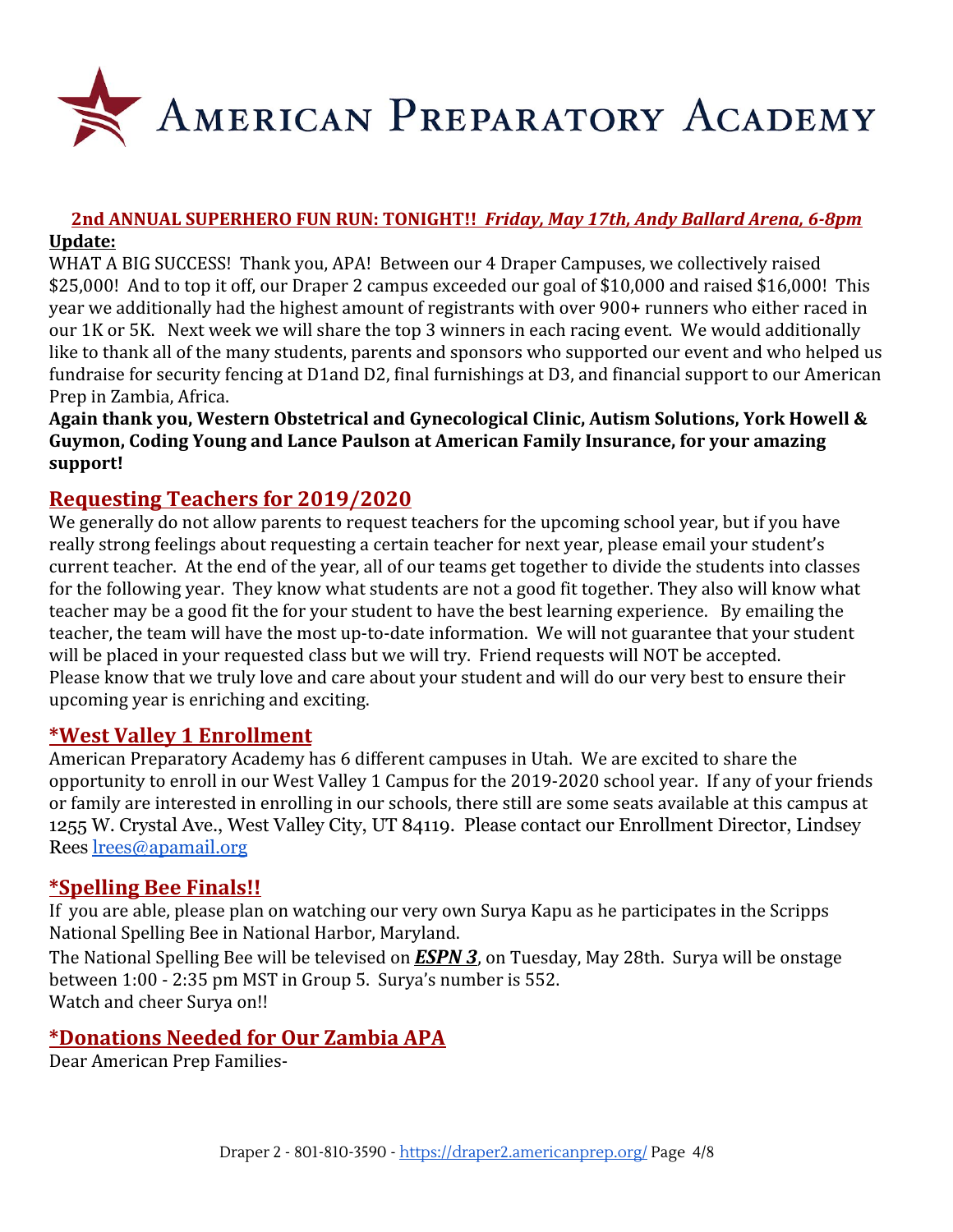# American Preparatory Academy

**2nd ANNUAL SUPERHERO FUN RUN: TONIGHT!!** ***Friday, May 17th, Andy Ballard Arena, 6-8pm***

**Update:**

WHAT A BIG SUCCESS! Thank you, APA! Between our 4 Draper Campuses, we collectively raised $25,000! And to top it off, our Draper 2 campus exceeded our goal of $10,000 and raised $16,000! This year we additionally had the highest amount of registrants with over 900+ runners who either raced in our 1K or 5K. Next week we will share the top 3 winners in each racing event. We would additionally like to thank all of the many students, parents and sponsors who supported our event and who helped us fundraise for security fencing at D1and D2, final furnishings at D3, and financial support to our American Prep in Zambia, Africa.

**Again thank you, Western Obstetrical and Gynecological Clinic, Autism Solutions, York Howell & Guymon, Coding Young and Lance Paulson at American Family Insurance, for your amazing support!**

## Requesting Teachers for 2019/2020

We generally do not allow parents to request teachers for the upcoming school year, but if you have really strong feelings about requesting a certain teacher for next year, please email your student's current teacher. At the end of the year, all of our teams get together to divide the students into classes for the following year. They know what students are not a good fit together. They also will know what teacher may be a good fit the for your student to have the best learning experience. By emailing the teacher, the team will have the most up-to-date information. We will not guarantee that your student will be placed in your requested class but we will try. Friend requests will NOT be accepted.
Please know that we truly love and care about your student and will do our very best to ensure their upcoming year is enriching and exciting.

## *West Valley 1 Enrollment

American Preparatory Academy has 6 different campuses in Utah. We are excited to share the opportunity to enroll in our West Valley 1 Campus for the 2019-2020 school year. If any of your friends or family are interested in enrolling in our schools, there still are some seats available at this campus at 1255 W. Crystal Ave., West Valley City, UT 84119. Please contact our Enrollment Director, Lindsey Rees lrees@apamail.org

## *Spelling Bee Finals!!

If you are able, please plan on watching our very own Surya Kapu as he participates in the Scripps National Spelling Bee in National Harbor, Maryland.

The National Spelling Bee will be televised on ***ESPN 3***, on Tuesday, May 28th. Surya will be onstage between 1:00 - 2:35 pm MST in Group 5. Surya's number is 552.
Watch and cheer Surya on!!

## *Donations Needed for Our Zambia APA

Dear American Prep Families-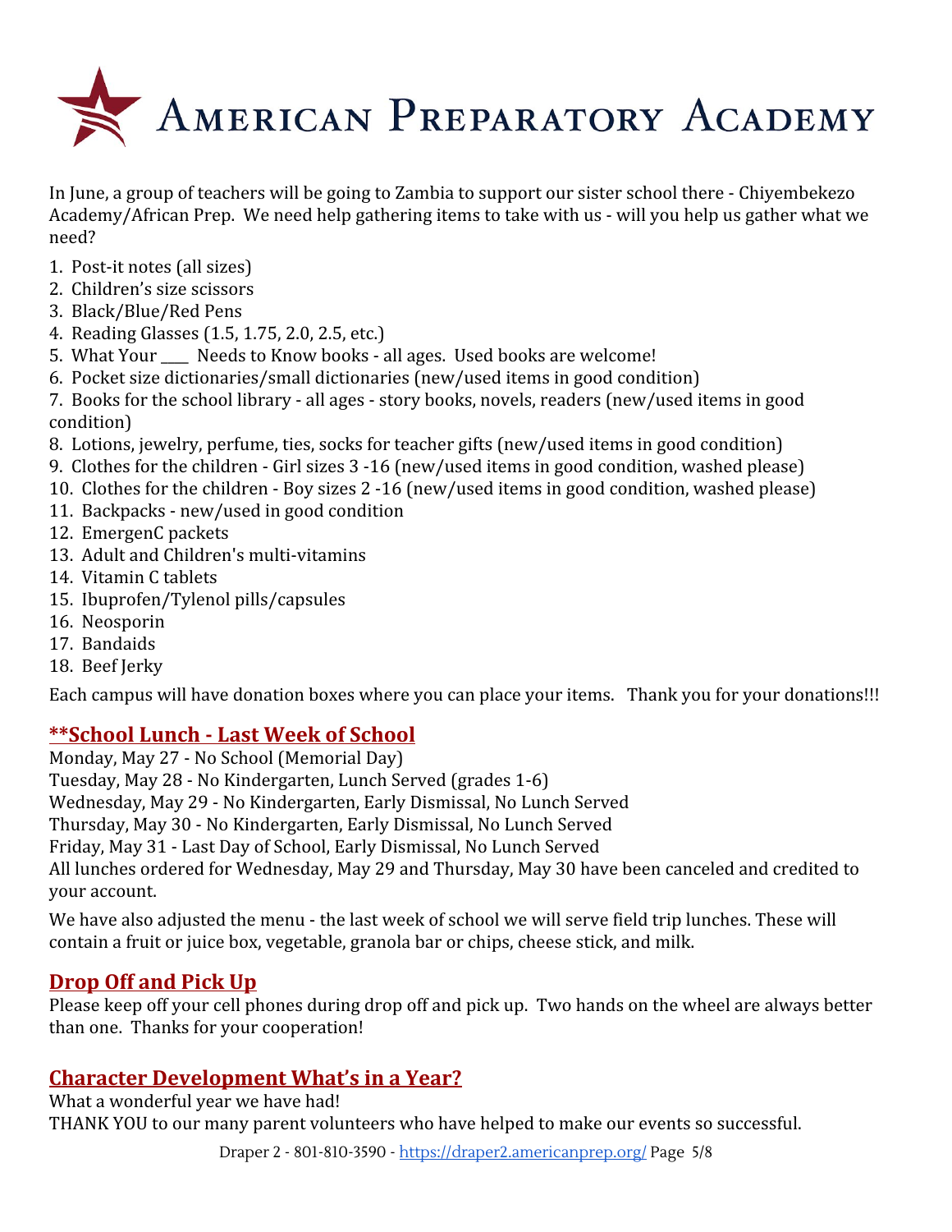# American Preparatory Academy

In June, a group of teachers will be going to Zambia to support our sister school there - Chiyembekezo Academy/African Prep. We need help gathering items to take with us - will you help us gather what we need?

1. Post-it notes (all sizes)
2. Children's size scissors
3. Black/Blue/Red Pens
4. Reading Glasses (1.5, 1.75, 2.0, 2.5, etc.)
5. What Your ____ Needs to Know books - all ages. Used books are welcome!
6. Pocket size dictionaries/small dictionaries (new/used items in good condition)
7. Books for the school library - all ages - story books, novels, readers (new/used items in good condition)
8. Lotions, jewelry, perfume, ties, socks for teacher gifts (new/used items in good condition)
9. Clothes for the children - Girl sizes 3 -16 (new/used items in good condition, washed please)
10. Clothes for the children - Boy sizes 2 -16 (new/used items in good condition, washed please)
11. Backpacks - new/used in good condition
12. EmergenC packets
13. Adult and Children's multi-vitamins
14. Vitamin C tablets
15. Ibuprofen/Tylenol pills/capsules
16. Neosporin
17. Bandaids
18. Beef Jerky

Each campus will have donation boxes where you can place your items. Thank you for your donations!!!

## **School Lunch - Last Week of School

Monday, May 27 - No School (Memorial Day)
Tuesday, May 28 - No Kindergarten, Lunch Served (grades 1-6)
Wednesday, May 29 - No Kindergarten, Early Dismissal, No Lunch Served
Thursday, May 30 - No Kindergarten, Early Dismissal, No Lunch Served
Friday, May 31 - Last Day of School, Early Dismissal, No Lunch Served
All lunches ordered for Wednesday, May 29 and Thursday, May 30 have been canceled and credited to your account.

We have also adjusted the menu - the last week of school we will serve field trip lunches. These will contain a fruit or juice box, vegetable, granola bar or chips, cheese stick, and milk.

## Drop Off and Pick Up

Please keep off your cell phones during drop off and pick up. Two hands on the wheel are always better than one. Thanks for your cooperation!

## Character Development What's in a Year?

What a wonderful year we have had!
THANK YOU to our many parent volunteers who have helped to make our events so successful.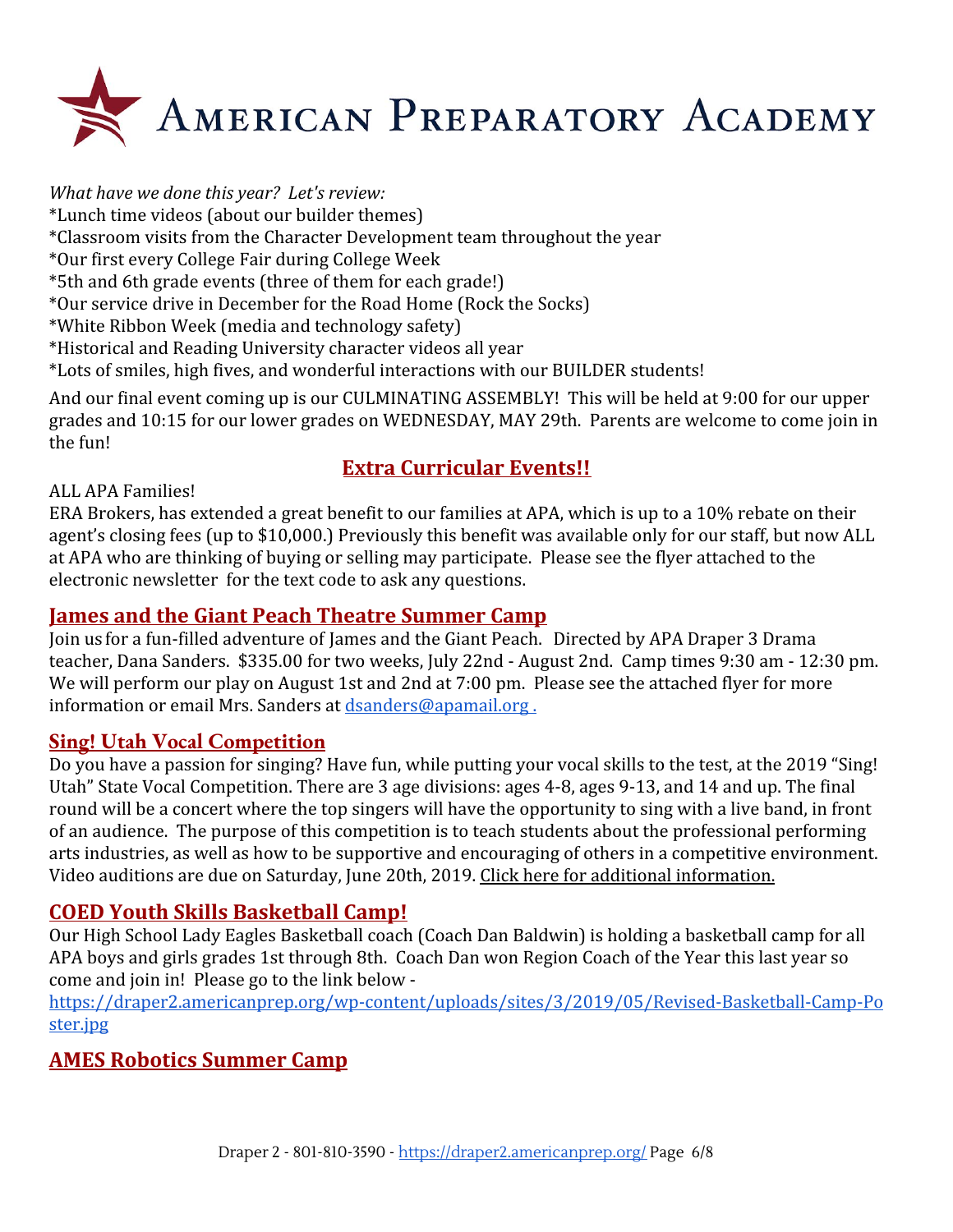# American Preparatory Academy

*What have we done this year? Let's review:*

*Lunch time videos (about our builder themes)
*Classroom visits from the Character Development team throughout the year
*Our first every College Fair during College Week
*5th and 6th grade events (three of them for each grade!)
*Our service drive in December for the Road Home (Rock the Socks)
*White Ribbon Week (media and technology safety)
*Historical and Reading University character videos all year
*Lots of smiles, high fives, and wonderful interactions with our BUILDER students!

And our final event coming up is our CULMINATING ASSEMBLY! This will be held at 9:00 for our upper grades and 10:15 for our lower grades on WEDNESDAY, MAY 29th. Parents are welcome to come join in the fun!

## Extra Curricular Events!!

ALL APA Families!
ERA Brokers, has extended a great benefit to our families at APA, which is up to a 10% rebate on their agent's closing fees (up to $10,000.) Previously this benefit was available only for our staff, but now ALL at APA who are thinking of buying or selling may participate. Please see the flyer attached to the electronic newsletter for the text code to ask any questions.

## James and the Giant Peach Theatre Summer Camp

Join us for a fun-filled adventure of James and the Giant Peach. Directed by APA Draper 3 Drama teacher, Dana Sanders. $335.00 for two weeks, July 22nd - August 2nd. Camp times 9:30 am - 12:30 pm. We will perform our play on August 1st and 2nd at 7:00 pm. Please see the attached flyer for more information or email Mrs. Sanders at dsanders@apamail.org .

## Sing! Utah Vocal Competition

Do you have a passion for singing? Have fun, while putting your vocal skills to the test, at the 2019 "Sing! Utah" State Vocal Competition. There are 3 age divisions: ages 4-8, ages 9-13, and 14 and up. The final round will be a concert where the top singers will have the opportunity to sing with a live band, in front of an audience. The purpose of this competition is to teach students about the professional performing arts industries, as well as how to be supportive and encouraging of others in a competitive environment. Video auditions are due on Saturday, June 20th, 2019. Click here for additional information.

## COED Youth Skills Basketball Camp!

Our High School Lady Eagles Basketball coach (Coach Dan Baldwin) is holding a basketball camp for all APA boys and girls grades 1st through 8th. Coach Dan won Region Coach of the Year this last year so come and join in! Please go to the link below -
https://draper2.americanprep.org/wp-content/uploads/sites/3/2019/05/Revised-Basketball-Camp-Poster.jpg

## AMES Robotics Summer Camp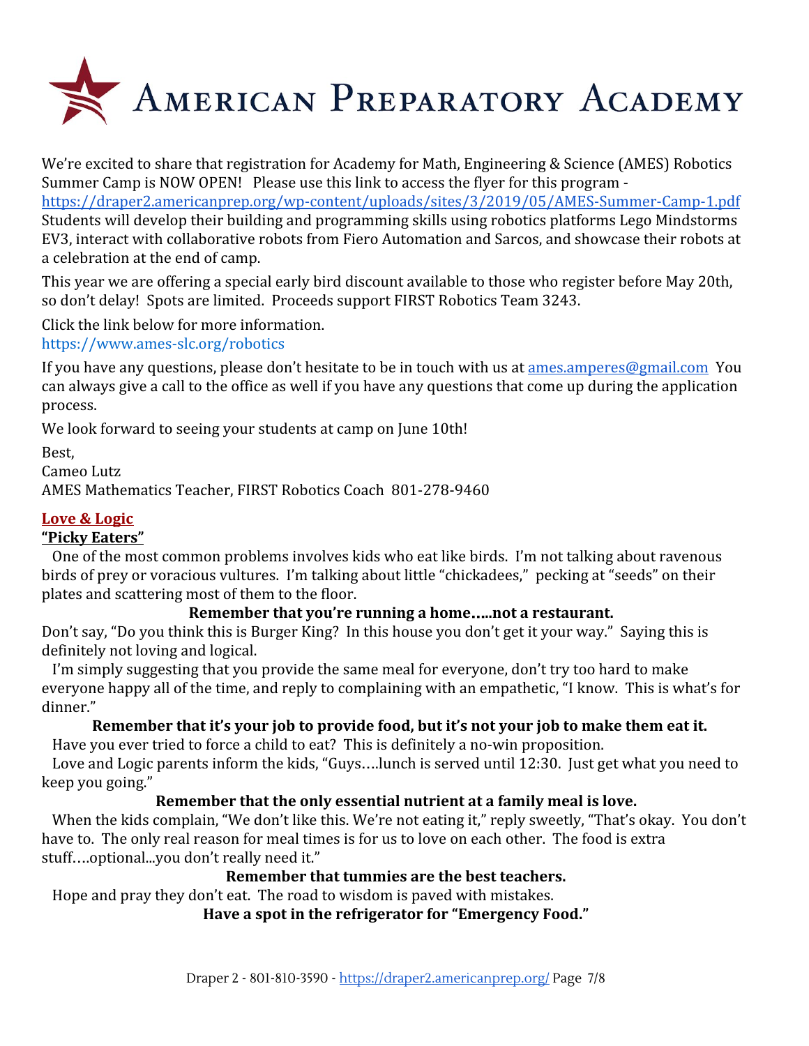# American Preparatory Academy

We're excited to share that registration for Academy for Math, Engineering & Science (AMES) Robotics Summer Camp is NOW OPEN! Please use this link to access the flyer for this program - https://draper2.americanprep.org/wp-content/uploads/sites/3/2019/05/AMES-Summer-Camp-1.pdf Students will develop their building and programming skills using robotics platforms Lego Mindstorms EV3, interact with collaborative robots from Fiero Automation and Sarcos, and showcase their robots at a celebration at the end of camp.

This year we are offering a special early bird discount available to those who register before May 20th, so don't delay! Spots are limited. Proceeds support FIRST Robotics Team 3243.

Click the link below for more information.
https://www.ames-slc.org/robotics

If you have any questions, please don't hesitate to be in touch with us at ames.amperes@gmail.com You can always give a call to the office as well if you have any questions that come up during the application process.

We look forward to seeing your students at camp on June 10th!

Best,
Cameo Lutz
AMES Mathematics Teacher, FIRST Robotics Coach 801-278-9460

## Love & Logic

### "Picky Eaters"

One of the most common problems involves kids who eat like birds. I'm not talking about ravenous birds of prey or voracious vultures. I'm talking about little "chickadees," pecking at "seeds" on their plates and scattering most of them to the floor.

**Remember that you're running a home…..not a restaurant.**

Don't say, "Do you think this is Burger King? In this house you don't get it your way." Saying this is definitely not loving and logical.

I'm simply suggesting that you provide the same meal for everyone, don't try too hard to make everyone happy all of the time, and reply to complaining with an empathetic, "I know. This is what's for dinner."

**Remember that it's your job to provide food, but it's not your job to make them eat it.**

Have you ever tried to force a child to eat? This is definitely a no-win proposition.

Love and Logic parents inform the kids, "Guys….lunch is served until 12:30. Just get what you need to keep you going."

**Remember that the only essential nutrient at a family meal is love.**

When the kids complain, "We don't like this. We're not eating it," reply sweetly, "That's okay. You don't have to. The only real reason for meal times is for us to love on each other. The food is extra stuff….optional...you don't really need it."

**Remember that tummies are the best teachers.**

Hope and pray they don't eat. The road to wisdom is paved with mistakes.

**Have a spot in the refrigerator for "Emergency Food."**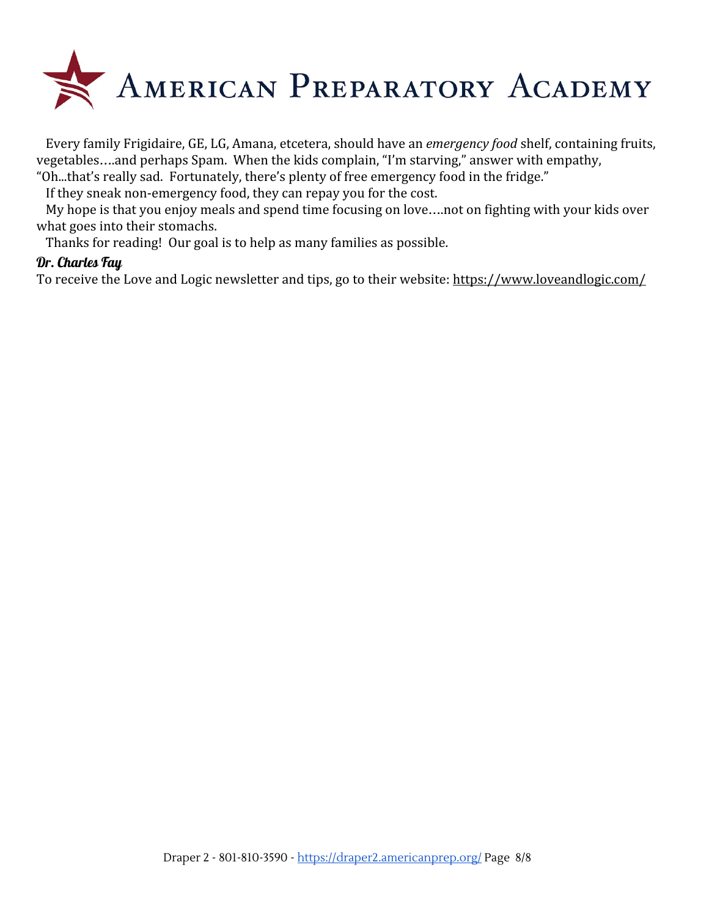Every family Frigidaire, GE, LG, Amana, etcetera, should have an *emergency food* shelf, containing fruits, vegetables….and perhaps Spam. When the kids complain, "I'm starving," answer with empathy, "Oh...that's really sad. Fortunately, there's plenty of free emergency food in the fridge."

If they sneak non-emergency food, they can repay you for the cost.

My hope is that you enjoy meals and spend time focusing on love….not on fighting with your kids over what goes into their stomachs.

Thanks for reading! Our goal is to help as many families as possible.

**Dr. Charles Fay**

To receive the Love and Logic newsletter and tips, go to their website: https://www.loveandlogic.com/